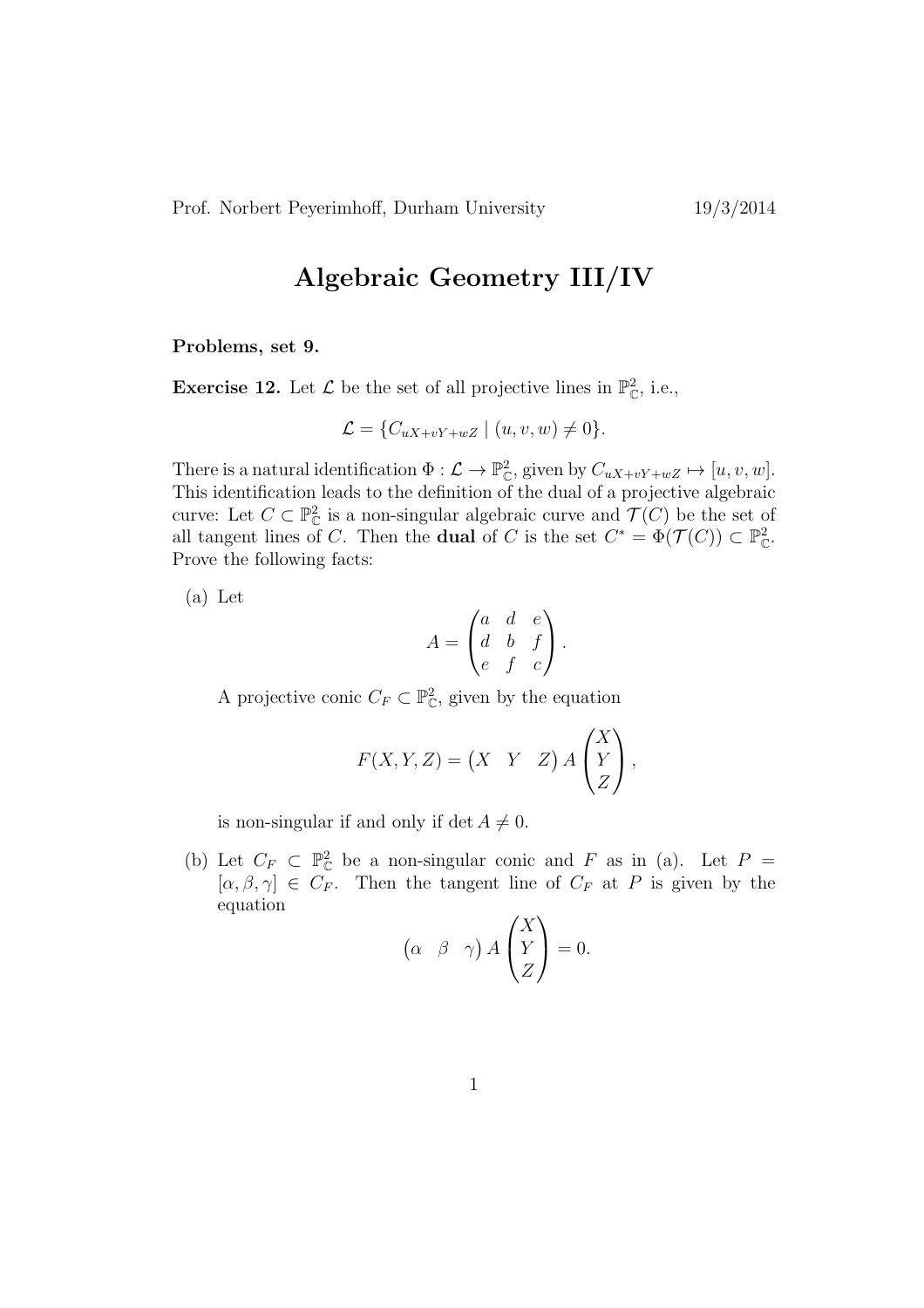Prof. Norbert Peyerimhoff, Durham University 19/3/2014

# Algebraic Geometry III/IV

**Problems, set 9.**

**Exercise 12.** Let $\mathcal{L}$ be the set of all projective lines in $\mathbb{P}^2_{\mathbb{C}}$, i.e.,

$$\mathcal{L} = \{C_{uX+vY+wZ} \mid (u,v,w) \neq 0\}.$$

There is a natural identification $\Phi : \mathcal{L} \to \mathbb{P}^2_{\mathbb{C}}$, given by $C_{uX+vY+wZ} \mapsto [u,v,w]$. This identification leads to the definition of the dual of a projective algebraic curve: Let $C \subset \mathbb{P}^2_{\mathbb{C}}$ is a non-singular algebraic curve and $\mathcal{T}(C)$ be the set of all tangent lines of $C$. Then the **dual** of $C$ is the set $C^* = \Phi(\mathcal{T}(C)) \subset \mathbb{P}^2_{\mathbb{C}}$. Prove the following facts:

(a) Let
$$A = \begin{pmatrix} a & d & e \\ d & b & f \\ e & f & c \end{pmatrix}.$$
A projective conic $C_F \subset \mathbb{P}^2_{\mathbb{C}}$, given by the equation
$$F(X,Y,Z) = \begin{pmatrix} X & Y & Z \end{pmatrix} A \begin{pmatrix} X \\ Y \\ Z \end{pmatrix},$$
is non-singular if and only if $\det A \neq 0$.

(b) Let $C_F \subset \mathbb{P}^2_{\mathbb{C}}$ be a non-singular conic and $F$ as in (a). Let $P = [\alpha, \beta, \gamma] \in C_F$. Then the tangent line of $C_F$ at $P$ is given by the equation
$$\begin{pmatrix} \alpha & \beta & \gamma \end{pmatrix} A \begin{pmatrix} X \\ Y \\ Z \end{pmatrix} = 0.$$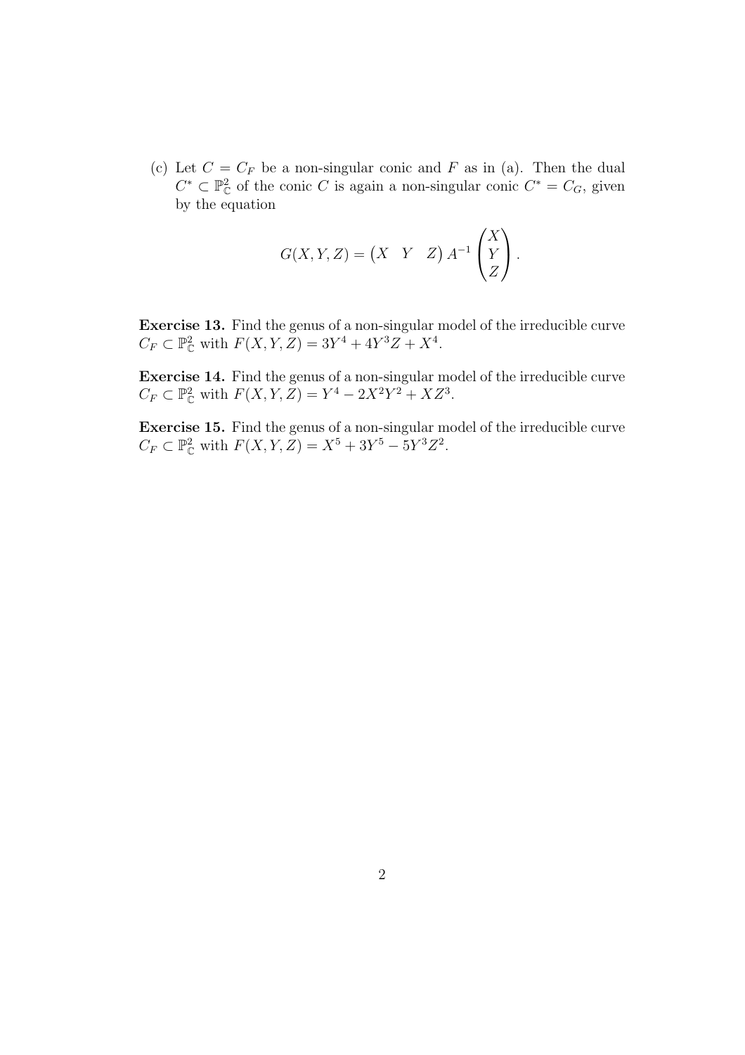(c) Let $C = C_F$ be a non-singular conic and $F$ as in (a). Then the dual $C^* \subset \mathbb{P}^2_{\mathbb{C}}$ of the conic $C$ is again a non-singular conic $C^* = C_G$, given by the equation

$$G(X,Y,Z) = \begin{pmatrix} X & Y & Z \end{pmatrix} A^{-1} \begin{pmatrix} X \\ Y \\ Z \end{pmatrix}.$$

**Exercise 13.** Find the genus of a non-singular model of the irreducible curve $C_F \subset \mathbb{P}^2_{\mathbb{C}}$ with $F(X,Y,Z) = 3Y^4 + 4Y^3Z + X^4$.

**Exercise 14.** Find the genus of a non-singular model of the irreducible curve $C_F \subset \mathbb{P}^2_{\mathbb{C}}$ with $F(X,Y,Z) = Y^4 - 2X^2Y^2 + XZ^3$.

**Exercise 15.** Find the genus of a non-singular model of the irreducible curve $C_F \subset \mathbb{P}^2_{\mathbb{C}}$ with $F(X,Y,Z) = X^5 + 3Y^5 - 5Y^3Z^2$.